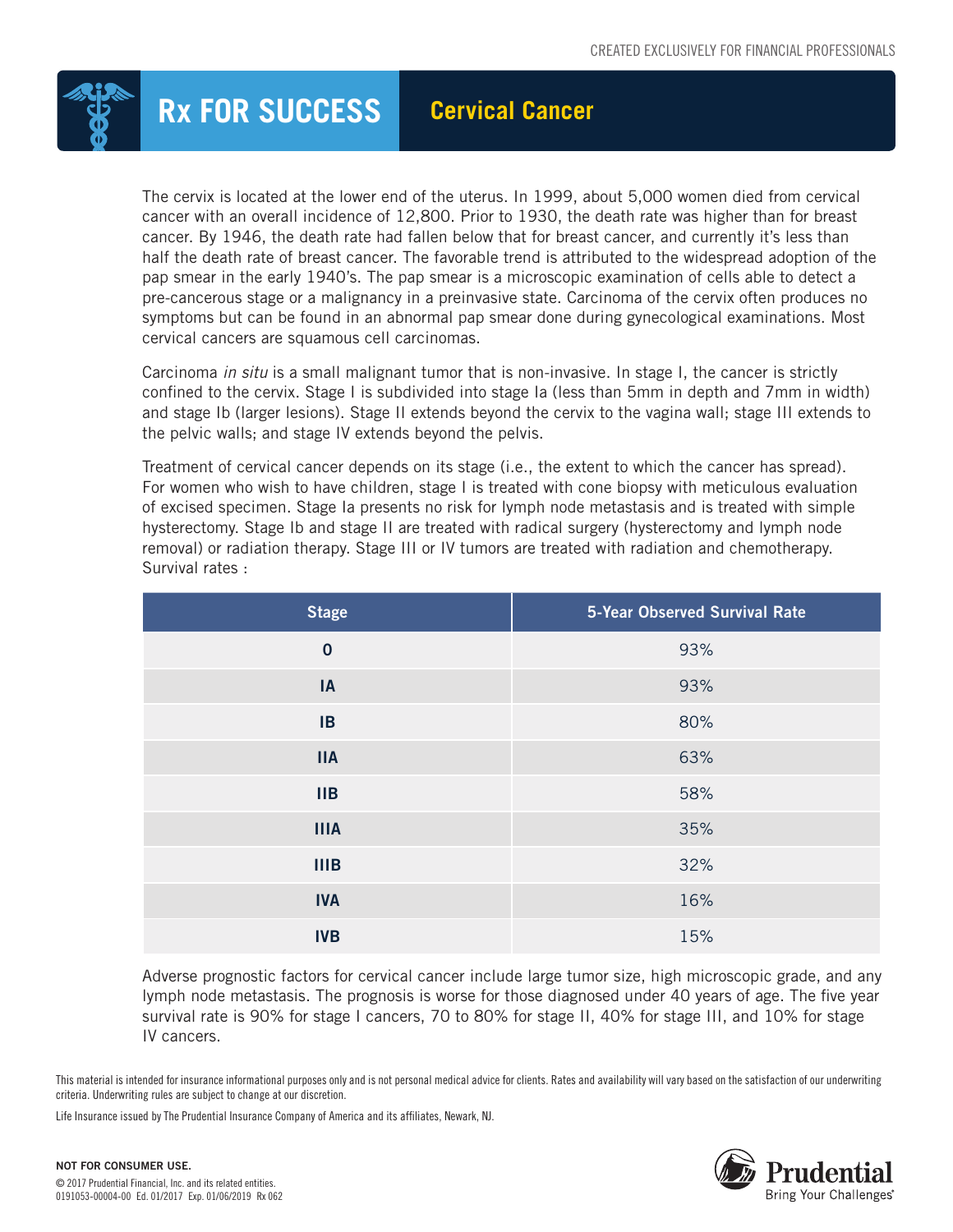CREATED EXCLUSIVELY FOR FINANCIAL PROFESSIONALS

# Rx FOR SUCCESS

## Cervical Cancer

The cervix is located at the lower end of the uterus. In 1999, about 5,000 women died from cervical cancer with an overall incidence of 12,800. Prior to 1930, the death rate was higher than for breast cancer. By 1946, the death rate had fallen below that for breast cancer, and currently it's less than half the death rate of breast cancer. The favorable trend is attributed to the widespread adoption of the pap smear in the early 1940's. The pap smear is a microscopic examination of cells able to detect a pre-cancerous stage or a malignancy in a preinvasive state. Carcinoma of the cervix often produces no symptoms but can be found in an abnormal pap smear done during gynecological examinations. Most cervical cancers are squamous cell carcinomas.

Carcinoma *in situ* is a small malignant tumor that is non-invasive. In stage I, the cancer is strictly confined to the cervix. Stage I is subdivided into stage Ia (less than 5mm in depth and 7mm in width) and stage Ib (larger lesions). Stage II extends beyond the cervix to the vagina wall; stage III extends to the pelvic walls; and stage IV extends beyond the pelvis.

Treatment of cervical cancer depends on its stage (i.e., the extent to which the cancer has spread). For women who wish to have children, stage I is treated with cone biopsy with meticulous evaluation of excised specimen. Stage Ia presents no risk for lymph node metastasis and is treated with simple hysterectomy. Stage Ib and stage II are treated with radical surgery (hysterectomy and lymph node removal) or radiation therapy. Stage III or IV tumors are treated with radiation and chemotherapy. Survival rates :

| Stage | 5-Year Observed Survival Rate |
| --- | --- |
| 0 | 93% |
| IA | 93% |
| IB | 80% |
| IIA | 63% |
| IIB | 58% |
| IIIA | 35% |
| IIIB | 32% |
| IVA | 16% |
| IVB | 15% |

Adverse prognostic factors for cervical cancer include large tumor size, high microscopic grade, and any lymph node metastasis. The prognosis is worse for those diagnosed under 40 years of age. The five year survival rate is 90% for stage I cancers, 70 to 80% for stage II, 40% for stage III, and 10% for stage IV cancers.

This material is intended for insurance informational purposes only and is not personal medical advice for clients. Rates and availability will vary based on the satisfaction of our underwriting criteria. Underwriting rules are subject to change at our discretion.

Life Insurance issued by The Prudential Insurance Company of America and its affiliates, Newark, NJ.

**NOT FOR CONSUMER USE.**

© 2017 Prudential Financial, Inc. and its related entities.
0191053-00004-00 Ed. 01/2017 Exp. 01/06/2019 Rx 062

Prudential
Bring Your Challenges®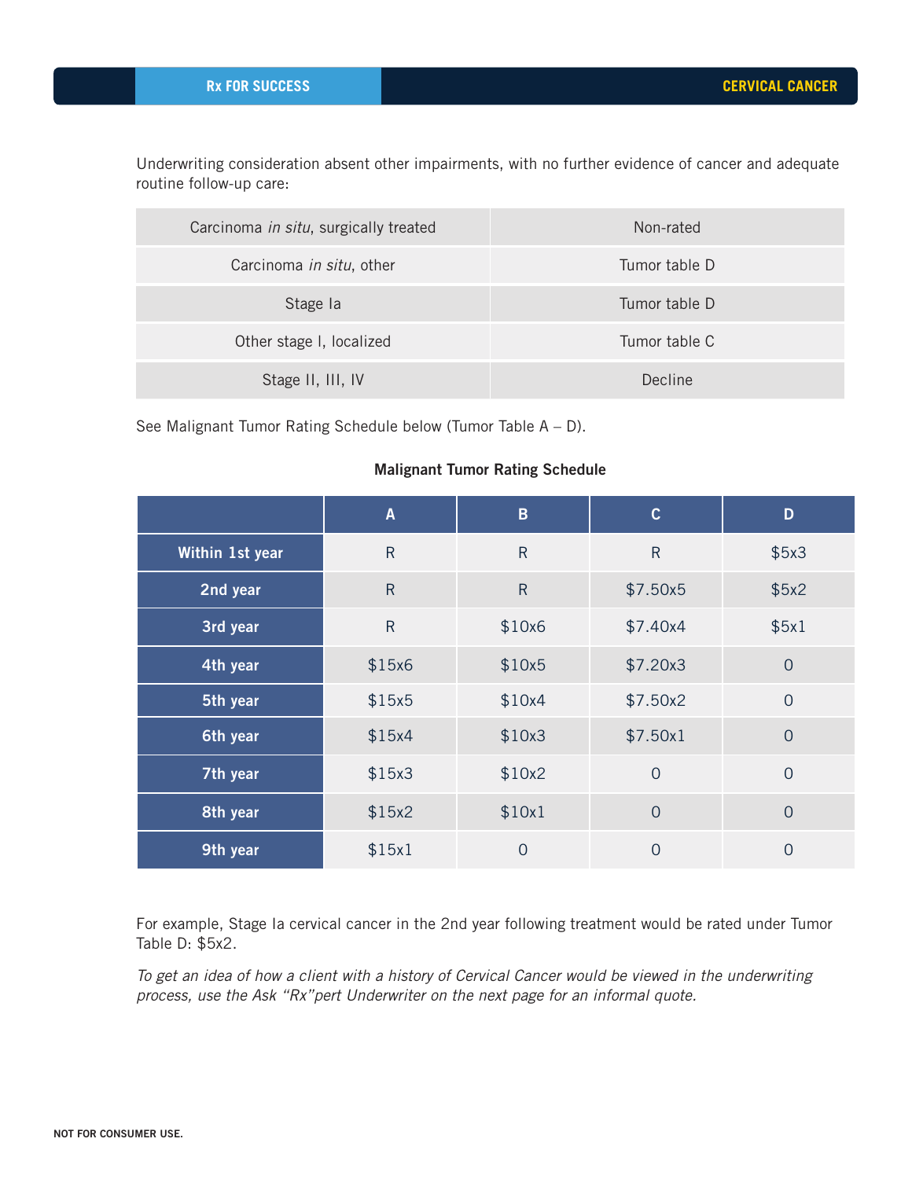Underwriting consideration absent other impairments, with no further evidence of cancer and adequate routine follow-up care:

| | |
|---|---|
| Carcinoma *in situ*, surgically treated | Non-rated |
| Carcinoma *in situ*, other | Tumor table D |
| Stage Ia | Tumor table D |
| Other stage I, localized | Tumor table C |
| Stage II, III, IV | Decline |

See Malignant Tumor Rating Schedule below (Tumor Table A – D).

**Malignant Tumor Rating Schedule**

| | A | B | C | D |
|---|---|---|---|---|
| **Within 1st year** | R | R | R | $5x3 |
| **2nd year** | R | R | $7.50x5 | $5x2 |
| **3rd year** | R | $10x6 | $7.40x4 | $5x1 |
| **4th year** | $15x6 | $10x5 | $7.20x3 | 0 |
| **5th year** | $15x5 | $10x4 | $7.50x2 | 0 |
| **6th year** | $15x4 | $10x3 | $7.50x1 | 0 |
| **7th year** | $15x3 | $10x2 | 0 | 0 |
| **8th year** | $15x2 | $10x1 | 0 | 0 |
| **9th year** | $15x1 | 0 | 0 | 0 |

For example, Stage Ia cervical cancer in the 2nd year following treatment would be rated under Tumor Table D: $5x2.

*To get an idea of how a client with a history of Cervical Cancer would be viewed in the underwriting process, use the Ask "Rx"pert Underwriter on the next page for an informal quote.*

NOT FOR CONSUMER USE.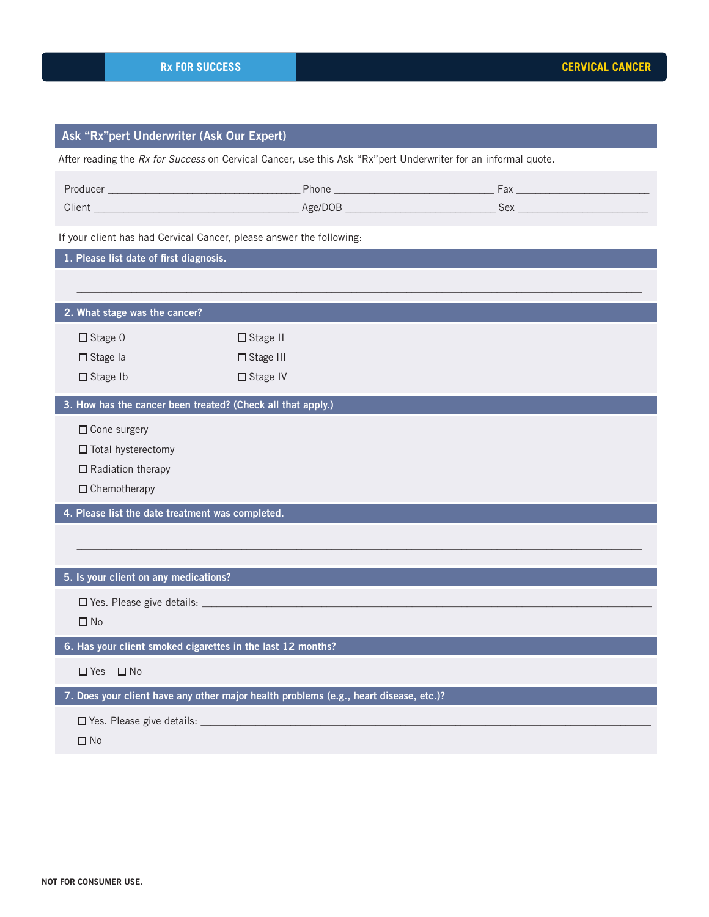## Ask "Rx"pert Underwriter (Ask Our Expert)

After reading the *Rx for Success* on Cervical Cancer, use this Ask "Rx"pert Underwriter for an informal quote.

Producer ____________________________________ Phone ______________________________ Fax _________________________

Client ______________________________________ Age/DOB ____________________________ Sex _________________________

If your client has had Cervical Cancer, please answer the following:

### 1. Please list date of first diagnosis.

_____________________________________________________________________________________________

### 2. What stage was the cancer?

- ☐ Stage 0
- ☐ Stage Ia
- ☐ Stage Ib
- ☐ Stage II
- ☐ Stage III
- ☐ Stage IV

### 3. How has the cancer been treated? (Check all that apply.)

- ☐ Cone surgery
- ☐ Total hysterectomy
- ☐ Radiation therapy
- ☐ Chemotherapy

### 4. Please list the date treatment was completed.

_____________________________________________________________________________________________

### 5. Is your client on any medications?

- ☐ Yes. Please give details: _____________________________________________________________________________________
- ☐ No

### 6. Has your client smoked cigarettes in the last 12 months?

☐ Yes ☐ No

### 7. Does your client have any other major health problems (e.g., heart disease, etc.)?

- ☐ Yes. Please give details: _____________________________________________________________________________________
- ☐ No

NOT FOR CONSUMER USE.